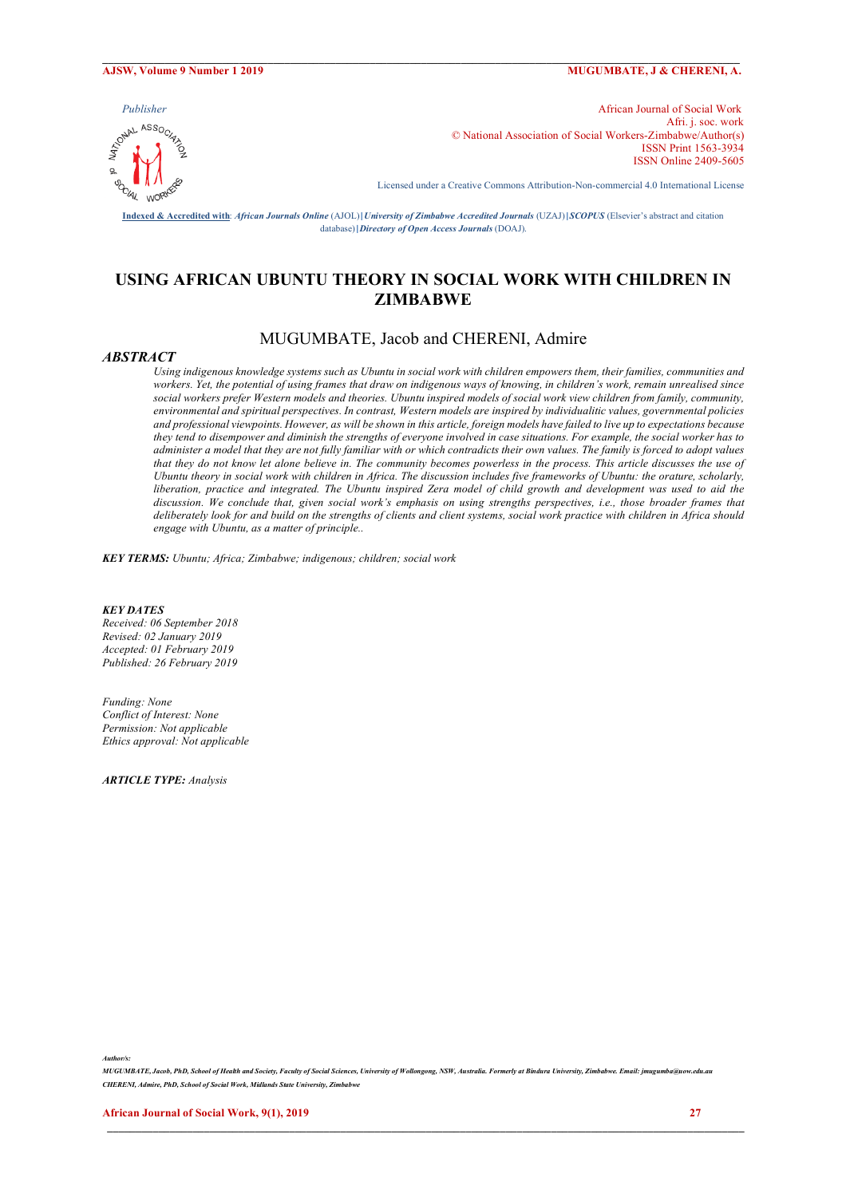Publisher

African Journal of Social Work
Afri. j. soc. work
© National Association of Social Workers-Zimbabwe/Author(s)
ISSN Print 1563-3934
ISSN Online 2409-5605

Licensed under a Creative Commons Attribution-Non-commercial 4.0 International License

**Indexed & Accredited with**: *African Journals Online* (AJOL)|*University of Zimbabwe Accredited Journals* (UZAJ)|*SCOPUS* (Elsevier's abstract and citation database)|*Directory of Open Access Journals* (DOAJ).

# USING AFRICAN UBUNTU THEORY IN SOCIAL WORK WITH CHILDREN IN ZIMBABWE

MUGUMBATE, Jacob and CHERENI, Admire

## ABSTRACT

*Using indigenous knowledge systems such as Ubuntu in social work with children empowers them, their families, communities and workers. Yet, the potential of using frames that draw on indigenous ways of knowing, in children's work, remain unrealised since social workers prefer Western models and theories. Ubuntu inspired models of social work view children from family, community, environmental and spiritual perspectives. In contrast, Western models are inspired by individualitic values, governmental policies and professional viewpoints. However, as will be shown in this article, foreign models have failed to live up to expectations because they tend to disempower and diminish the strengths of everyone involved in case situations. For example, the social worker has to administer a model that they are not fully familiar with or which contradicts their own values. The family is forced to adopt values that they do not know let alone believe in. The community becomes powerless in the process. This article discusses the use of Ubuntu theory in social work with children in Africa. The discussion includes five frameworks of Ubuntu: the orature, scholarly, liberation, practice and integrated. The Ubuntu inspired Zera model of child growth and development was used to aid the discussion. We conclude that, given social work's emphasis on using strengths perspectives, i.e., those broader frames that deliberately look for and build on the strengths of clients and client systems, social work practice with children in Africa should engage with Ubuntu, as a matter of principle..*

***KEY TERMS:*** *Ubuntu; Africa; Zimbabwe; indigenous; children; social work*

***KEY DATES***
*Received: 06 September 2018*
*Revised: 02 January 2019*
*Accepted: 01 February 2019*
*Published: 26 February 2019*

*Funding: None*
*Conflict of Interest: None*
*Permission: Not applicable*
*Ethics approval: Not applicable*

***ARTICLE TYPE:*** *Analysis*

*Author/s:*
*MUGUMBATE, Jacob, PhD, School of Health and Society, Faculty of Social Sciences, University of Wollongong, NSW, Australia. Formerly at Bindura University, Zimbabwe. Email: jmugumba@uow.edu.au*
*CHERENI, Admire, PhD, School of Social Work, Midlands State University, Zimbabwe*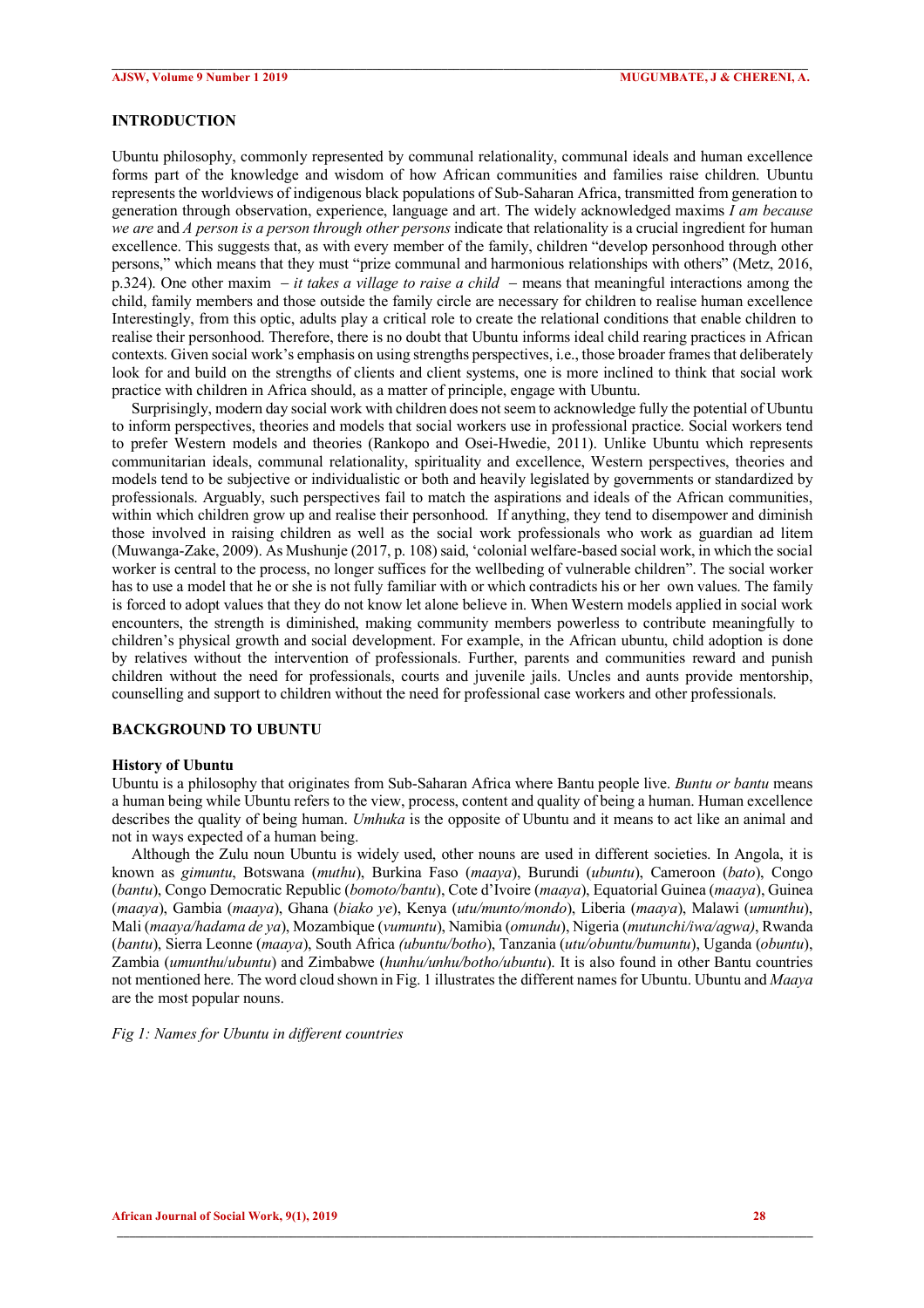## INTRODUCTION

Ubuntu philosophy, commonly represented by communal relationality, communal ideals and human excellence forms part of the knowledge and wisdom of how African communities and families raise children. Ubuntu represents the worldviews of indigenous black populations of Sub-Saharan Africa, transmitted from generation to generation through observation, experience, language and art. The widely acknowledged maxims *I am because we are* and *A person is a person through other persons* indicate that relationality is a crucial ingredient for human excellence. This suggests that, as with every member of the family, children "develop personhood through other persons," which means that they must "prize communal and harmonious relationships with others" (Metz, 2016, p.324). One other maxim – *it takes a village to raise a child* – means that meaningful interactions among the child, family members and those outside the family circle are necessary for children to realise human excellence Interestingly, from this optic, adults play a critical role to create the relational conditions that enable children to realise their personhood. Therefore, there is no doubt that Ubuntu informs ideal child rearing practices in African contexts. Given social work's emphasis on using strengths perspectives, i.e., those broader frames that deliberately look for and build on the strengths of clients and client systems, one is more inclined to think that social work practice with children in Africa should, as a matter of principle, engage with Ubuntu.

Surprisingly, modern day social work with children does not seem to acknowledge fully the potential of Ubuntu to inform perspectives, theories and models that social workers use in professional practice. Social workers tend to prefer Western models and theories (Rankopo and Osei-Hwedie, 2011). Unlike Ubuntu which represents communitarian ideals, communal relationality, spirituality and excellence, Western perspectives, theories and models tend to be subjective or individualistic or both and heavily legislated by governments or standardized by professionals. Arguably, such perspectives fail to match the aspirations and ideals of the African communities, within which children grow up and realise their personhood. If anything, they tend to disempower and diminish those involved in raising children as well as the social work professionals who work as guardian ad litem (Muwanga-Zake, 2009). As Mushunje (2017, p. 108) said, 'colonial welfare-based social work, in which the social worker is central to the process, no longer suffices for the wellbeing of vulnerable children". The social worker has to use a model that he or she is not fully familiar with or which contradicts his or her own values. The family is forced to adopt values that they do not know let alone believe in. When Western models applied in social work encounters, the strength is diminished, making community members powerless to contribute meaningfully to children's physical growth and social development. For example, in the African ubuntu, child adoption is done by relatives without the intervention of professionals. Further, parents and communities reward and punish children without the need for professionals, courts and juvenile jails. Uncles and aunts provide mentorship, counselling and support to children without the need for professional case workers and other professionals.

## BACKGROUND TO UBUNTU

### History of Ubuntu

Ubuntu is a philosophy that originates from Sub-Saharan Africa where Bantu people live. *Buntu or bantu* means a human being while Ubuntu refers to the view, process, content and quality of being a human. Human excellence describes the quality of being human. *Umhuka* is the opposite of Ubuntu and it means to act like an animal and not in ways expected of a human being.

Although the Zulu noun Ubuntu is widely used, other nouns are used in different societies. In Angola, it is known as *gimuntu*, Botswana (*muthu*), Burkina Faso (*maaya*), Burundi (*ubuntu*), Cameroon (*bato*), Congo (*bantu*), Congo Democratic Republic (*bomoto/bantu*), Cote d'Ivoire (*maaya*), Equatorial Guinea (*maaya*), Guinea (*maaya*), Gambia (*maaya*), Ghana (*biako ye*), Kenya (*utu/munto/mondo*), Liberia (*maaya*), Malawi (*umunthu*), Mali (*maaya/hadama de ya*), Mozambique (*vumuntu*), Namibia (*omundu*), Nigeria (*mutunchi/iwa/agwa)*, Rwanda (*bantu*), Sierra Leonne (*maaya*), South Africa *(ubuntu/botho*), Tanzania (*utu/obuntu/bumuntu*), Uganda (*obuntu*), Zambia (*umunthu*/*ubuntu*) and Zimbabwe (*hunhu/unhu/botho/ubuntu*). It is also found in other Bantu countries not mentioned here. The word cloud shown in Fig. 1 illustrates the different names for Ubuntu. Ubuntu and *Maaya* are the most popular nouns.

*Fig 1: Names for Ubuntu in different countries*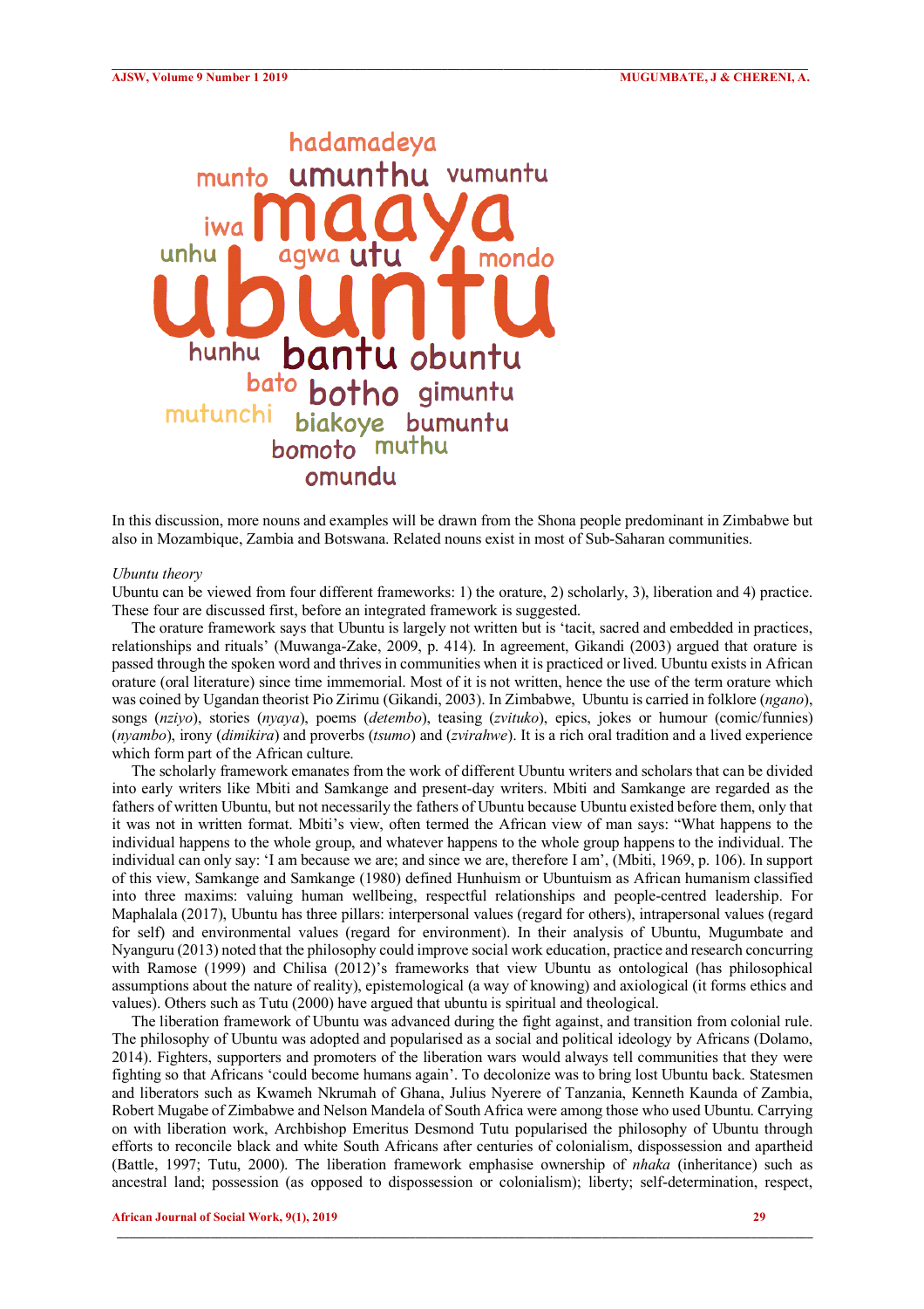hadamadeya munto umunthu vumuntu iwa maaya unhu agwa utu mondo ubuntu hunhu bantu obuntu bato botho gimuntu mutunchi biakoye bumuntu bomoto muthu omundu

In this discussion, more nouns and examples will be drawn from the Shona people predominant in Zimbabwe but also in Mozambique, Zambia and Botswana. Related nouns exist in most of Sub-Saharan communities.

*Ubuntu theory*

Ubuntu can be viewed from four different frameworks: 1) the orature, 2) scholarly, 3), liberation and 4) practice. These four are discussed first, before an integrated framework is suggested.

The orature framework says that Ubuntu is largely not written but is 'tacit, sacred and embedded in practices, relationships and rituals' (Muwanga-Zake, 2009, p. 414). In agreement, Gikandi (2003) argued that orature is passed through the spoken word and thrives in communities when it is practiced or lived. Ubuntu exists in African orature (oral literature) since time immemorial. Most of it is not written, hence the use of the term orature which was coined by Ugandan theorist Pio Zirimu (Gikandi, 2003). In Zimbabwe, Ubuntu is carried in folklore (*ngano*), songs (*nziyo*), stories (*nyaya*), poems (*detembo*), teasing (*zvituko*), epics, jokes or humour (comic/funnies) (*nyambo*), irony (*dimikira*) and proverbs (*tsumo*) and (*zvirahwe*). It is a rich oral tradition and a lived experience which form part of the African culture.

The scholarly framework emanates from the work of different Ubuntu writers and scholars that can be divided into early writers like Mbiti and Samkange and present-day writers. Mbiti and Samkange are regarded as the fathers of written Ubuntu, but not necessarily the fathers of Ubuntu because Ubuntu existed before them, only that it was not in written format. Mbiti's view, often termed the African view of man says: "What happens to the individual happens to the whole group, and whatever happens to the whole group happens to the individual. The individual can only say: 'I am because we are; and since we are, therefore I am', (Mbiti, 1969, p. 106). In support of this view, Samkange and Samkange (1980) defined Hunhuism or Ubuntuism as African humanism classified into three maxims: valuing human wellbeing, respectful relationships and people-centred leadership. For Maphalala (2017), Ubuntu has three pillars: interpersonal values (regard for others), intrapersonal values (regard for self) and environmental values (regard for environment). In their analysis of Ubuntu, Mugumbate and Nyanguru (2013) noted that the philosophy could improve social work education, practice and research concurring with Ramose (1999) and Chilisa (2012)'s frameworks that view Ubuntu as ontological (has philosophical assumptions about the nature of reality), epistemological (a way of knowing) and axiological (it forms ethics and values). Others such as Tutu (2000) have argued that ubuntu is spiritual and theological.

The liberation framework of Ubuntu was advanced during the fight against, and transition from colonial rule. The philosophy of Ubuntu was adopted and popularised as a social and political ideology by Africans (Dolamo, 2014). Fighters, supporters and promoters of the liberation wars would always tell communities that they were fighting so that Africans 'could become humans again'. To decolonize was to bring lost Ubuntu back. Statesmen and liberators such as Kwameh Nkrumah of Ghana, Julius Nyerere of Tanzania, Kenneth Kaunda of Zambia, Robert Mugabe of Zimbabwe and Nelson Mandela of South Africa were among those who used Ubuntu. Carrying on with liberation work, Archbishop Emeritus Desmond Tutu popularised the philosophy of Ubuntu through efforts to reconcile black and white South Africans after centuries of colonialism, dispossession and apartheid (Battle, 1997; Tutu, 2000). The liberation framework emphasise ownership of *nhaka* (inheritance) such as ancestral land; possession (as opposed to dispossession or colonialism); liberty; self-determination, respect,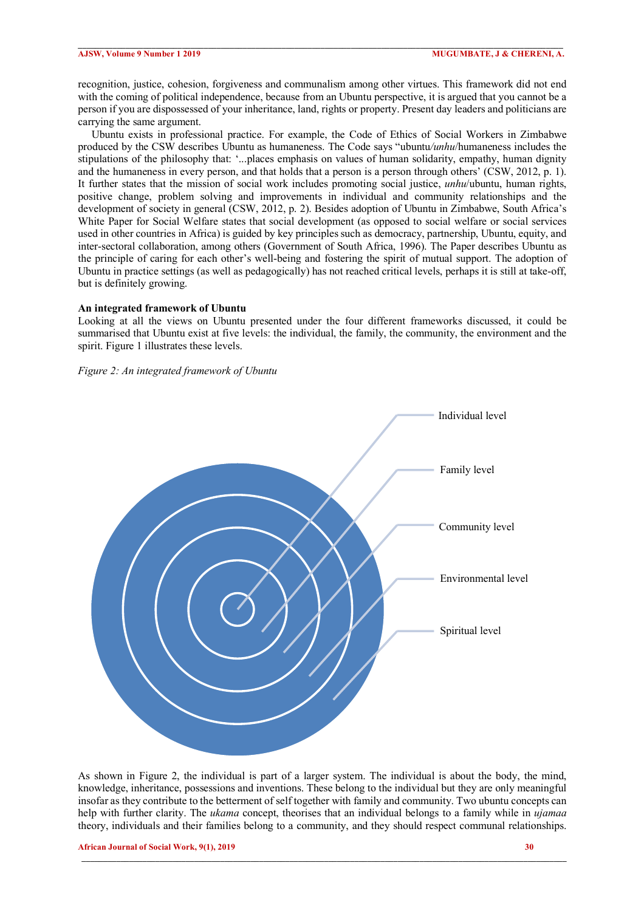recognition, justice, cohesion, forgiveness and communalism among other virtues. This framework did not end with the coming of political independence, because from an Ubuntu perspective, it is argued that you cannot be a person if you are dispossessed of your inheritance, land, rights or property. Present day leaders and politicians are carrying the same argument.

Ubuntu exists in professional practice. For example, the Code of Ethics of Social Workers in Zimbabwe produced by the CSW describes Ubuntu as humaneness. The Code says "ubuntu/*unhu*/humaneness includes the stipulations of the philosophy that: '...places emphasis on values of human solidarity, empathy, human dignity and the humaneness in every person, and that holds that a person is a person through others' (CSW, 2012, p. 1). It further states that the mission of social work includes promoting social justice, *unhu*/ubuntu, human rights, positive change, problem solving and improvements in individual and community relationships and the development of society in general (CSW, 2012, p. 2). Besides adoption of Ubuntu in Zimbabwe, South Africa's White Paper for Social Welfare states that social development (as opposed to social welfare or social services used in other countries in Africa) is guided by key principles such as democracy, partnership, Ubuntu, equity, and inter-sectoral collaboration, among others (Government of South Africa, 1996). The Paper describes Ubuntu as the principle of caring for each other's well-being and fostering the spirit of mutual support. The adoption of Ubuntu in practice settings (as well as pedagogically) has not reached critical levels, perhaps it is still at take-off, but is definitely growing.

**An integrated framework of Ubuntu**

Looking at all the views on Ubuntu presented under the four different frameworks discussed, it could be summarised that Ubuntu exist at five levels: the individual, the family, the community, the environment and the spirit. Figure 1 illustrates these levels.

*Figure 2: An integrated framework of Ubuntu*

Individual level

Family level

Community level

Environmental level

Spiritual level

As shown in Figure 2, the individual is part of a larger system. The individual is about the body, the mind, knowledge, inheritance, possessions and inventions. These belong to the individual but they are only meaningful insofar as they contribute to the betterment of self together with family and community. Two ubuntu concepts can help with further clarity. The *ukama* concept, theorises that an individual belongs to a family while in *ujamaa* theory, individuals and their families belong to a community, and they should respect communal relationships.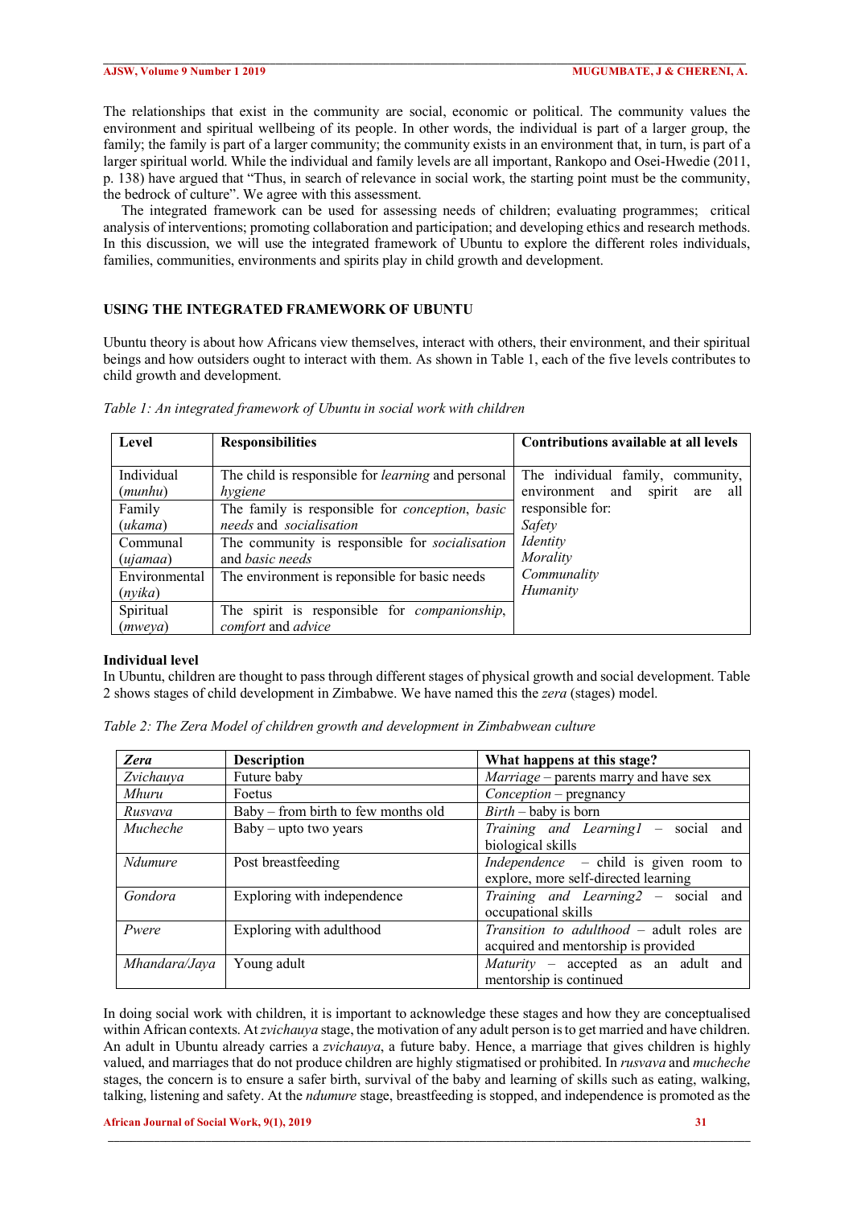The relationships that exist in the community are social, economic or political. The community values the environment and spiritual wellbeing of its people. In other words, the individual is part of a larger group, the family; the family is part of a larger community; the community exists in an environment that, in turn, is part of a larger spiritual world. While the individual and family levels are all important, Rankopo and Osei-Hwedie (2011, p. 138) have argued that "Thus, in search of relevance in social work, the starting point must be the community, the bedrock of culture". We agree with this assessment.

The integrated framework can be used for assessing needs of children; evaluating programmes; critical analysis of interventions; promoting collaboration and participation; and developing ethics and research methods. In this discussion, we will use the integrated framework of Ubuntu to explore the different roles individuals, families, communities, environments and spirits play in child growth and development.

## USING THE INTEGRATED FRAMEWORK OF UBUNTU

Ubuntu theory is about how Africans view themselves, interact with others, their environment, and their spiritual beings and how outsiders ought to interact with them. As shown in Table 1, each of the five levels contributes to child growth and development.

*Table 1: An integrated framework of Ubuntu in social work with children*

| Level | Responsibilities | Contributions available at all levels |
|---|---|---|
| Individual (*munhu*) | The child is responsible for *learning* and personal *hygiene* | The individual family, community, environment and spirit are all responsible for: *Safety* *Identity* *Morality* *Communality* *Humanity* |
| Family (*ukama*) | The family is responsible for *conception*, *basic needs* and *socialisation* | |
| Communal (*ujamaa*) | The community is responsible for *socialisation* and *basic needs* | |
| Environmental (*nyika*) | The environment is reponsible for basic needs | |
| Spiritual (*mweya*) | The spirit is responsible for *companionship*, *comfort* and *advice* | |

### Individual level

In Ubuntu, children are thought to pass through different stages of physical growth and social development. Table 2 shows stages of child development in Zimbabwe. We have named this the *zera* (stages) model.

*Table 2: The Zera Model of children growth and development in Zimbabwean culture*

| ***Zera*** | **Description** | **What happens at this stage?** |
|---|---|---|
| *Zvichauya* | Future baby | *Marriage* – parents marry and have sex |
| *Mhuru* | Foetus | *Conception* – pregnancy |
| *Rusvava* | Baby – from birth to few months old | *Birth* – baby is born |
| *Mucheche* | Baby – upto two years | *Training and Learning1* – social and biological skills |
| *Ndumure* | Post breastfeeding | *Independence* – child is given room to explore, more self-directed learning |
| *Gondora* | Exploring with independence | *Training and Learning2* – social and occupational skills |
| *Pwere* | Exploring with adulthood | *Transition to adulthood* – adult roles are acquired and mentorship is provided |
| *Mhandara/Jaya* | Young adult | *Maturity* – accepted as an adult and mentorship is continued |

In doing social work with children, it is important to acknowledge these stages and how they are conceptualised within African contexts. At *zvichauya* stage, the motivation of any adult person is to get married and have children. An adult in Ubuntu already carries a *zvichauya*, a future baby. Hence, a marriage that gives children is highly valued, and marriages that do not produce children are highly stigmatised or prohibited. In *rusvava* and *mucheche* stages, the concern is to ensure a safer birth, survival of the baby and learning of skills such as eating, walking, talking, listening and safety. At the *ndumure* stage, breastfeeding is stopped, and independence is promoted as the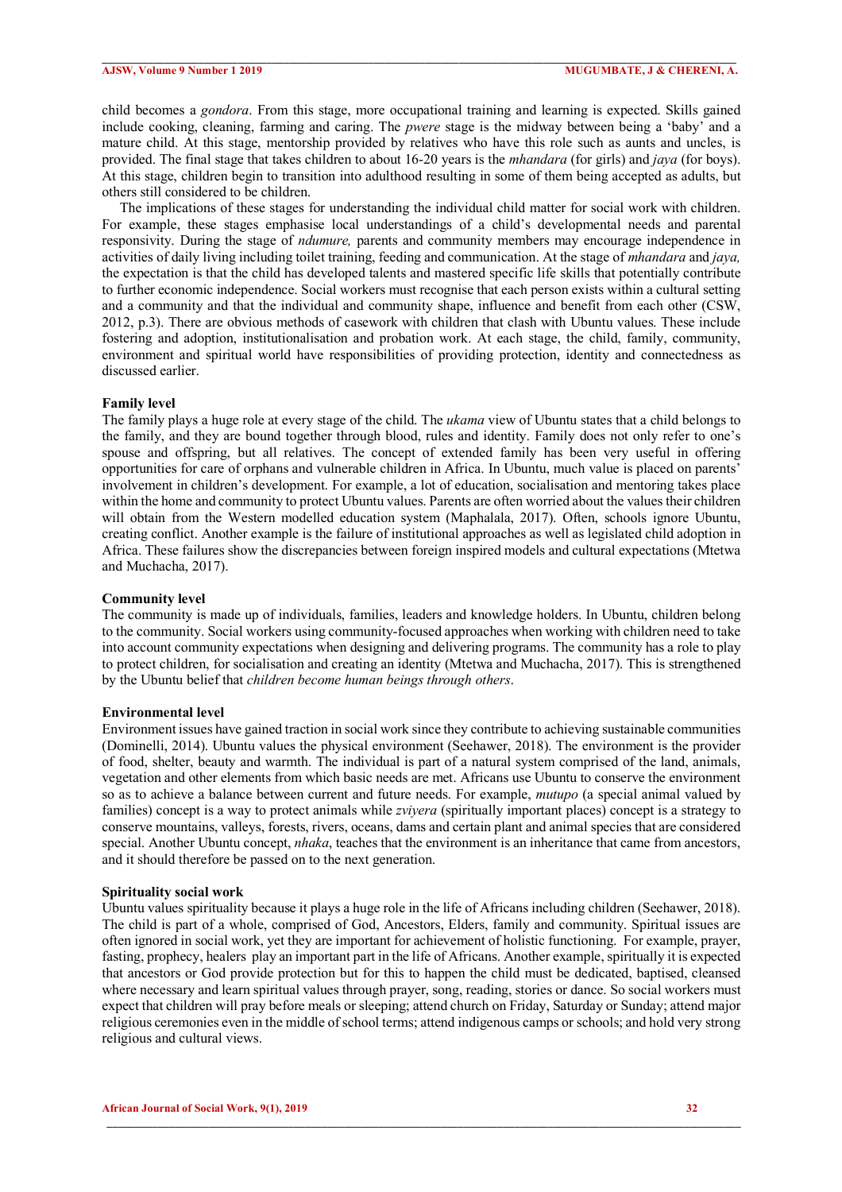child becomes a *gondora*. From this stage, more occupational training and learning is expected. Skills gained include cooking, cleaning, farming and caring. The *pwere* stage is the midway between being a 'baby' and a mature child. At this stage, mentorship provided by relatives who have this role such as aunts and uncles, is provided. The final stage that takes children to about 16-20 years is the *mhandara* (for girls) and *jaya* (for boys). At this stage, children begin to transition into adulthood resulting in some of them being accepted as adults, but others still considered to be children.

The implications of these stages for understanding the individual child matter for social work with children. For example, these stages emphasise local understandings of a child's developmental needs and parental responsivity. During the stage of *ndumure,* parents and community members may encourage independence in activities of daily living including toilet training, feeding and communication. At the stage of *mhandara* and *jaya,* the expectation is that the child has developed talents and mastered specific life skills that potentially contribute to further economic independence. Social workers must recognise that each person exists within a cultural setting and a community and that the individual and community shape, influence and benefit from each other (CSW, 2012, p.3). There are obvious methods of casework with children that clash with Ubuntu values. These include fostering and adoption, institutionalisation and probation work. At each stage, the child, family, community, environment and spiritual world have responsibilities of providing protection, identity and connectedness as discussed earlier.

**Family level**

The family plays a huge role at every stage of the child. The *ukama* view of Ubuntu states that a child belongs to the family, and they are bound together through blood, rules and identity. Family does not only refer to one's spouse and offspring, but all relatives. The concept of extended family has been very useful in offering opportunities for care of orphans and vulnerable children in Africa. In Ubuntu, much value is placed on parents' involvement in children's development. For example, a lot of education, socialisation and mentoring takes place within the home and community to protect Ubuntu values. Parents are often worried about the values their children will obtain from the Western modelled education system (Maphalala, 2017). Often, schools ignore Ubuntu, creating conflict. Another example is the failure of institutional approaches as well as legislated child adoption in Africa. These failures show the discrepancies between foreign inspired models and cultural expectations (Mtetwa and Muchacha, 2017).

**Community level**

The community is made up of individuals, families, leaders and knowledge holders. In Ubuntu, children belong to the community. Social workers using community-focused approaches when working with children need to take into account community expectations when designing and delivering programs. The community has a role to play to protect children, for socialisation and creating an identity (Mtetwa and Muchacha, 2017). This is strengthened by the Ubuntu belief that *children become human beings through others*.

**Environmental level**

Environment issues have gained traction in social work since they contribute to achieving sustainable communities (Dominelli, 2014). Ubuntu values the physical environment (Seehawer, 2018). The environment is the provider of food, shelter, beauty and warmth. The individual is part of a natural system comprised of the land, animals, vegetation and other elements from which basic needs are met. Africans use Ubuntu to conserve the environment so as to achieve a balance between current and future needs. For example, *mutupo* (a special animal valued by families) concept is a way to protect animals while *zviyera* (spiritually important places) concept is a strategy to conserve mountains, valleys, forests, rivers, oceans, dams and certain plant and animal species that are considered special. Another Ubuntu concept, *nhaka*, teaches that the environment is an inheritance that came from ancestors, and it should therefore be passed on to the next generation.

**Spirituality social work**

Ubuntu values spirituality because it plays a huge role in the life of Africans including children (Seehawer, 2018). The child is part of a whole, comprised of God, Ancestors, Elders, family and community. Spiritual issues are often ignored in social work, yet they are important for achievement of holistic functioning. For example, prayer, fasting, prophecy, healers play an important part in the life of Africans. Another example, spiritually it is expected that ancestors or God provide protection but for this to happen the child must be dedicated, baptised, cleansed where necessary and learn spiritual values through prayer, song, reading, stories or dance. So social workers must expect that children will pray before meals or sleeping; attend church on Friday, Saturday or Sunday; attend major religious ceremonies even in the middle of school terms; attend indigenous camps or schools; and hold very strong religious and cultural views.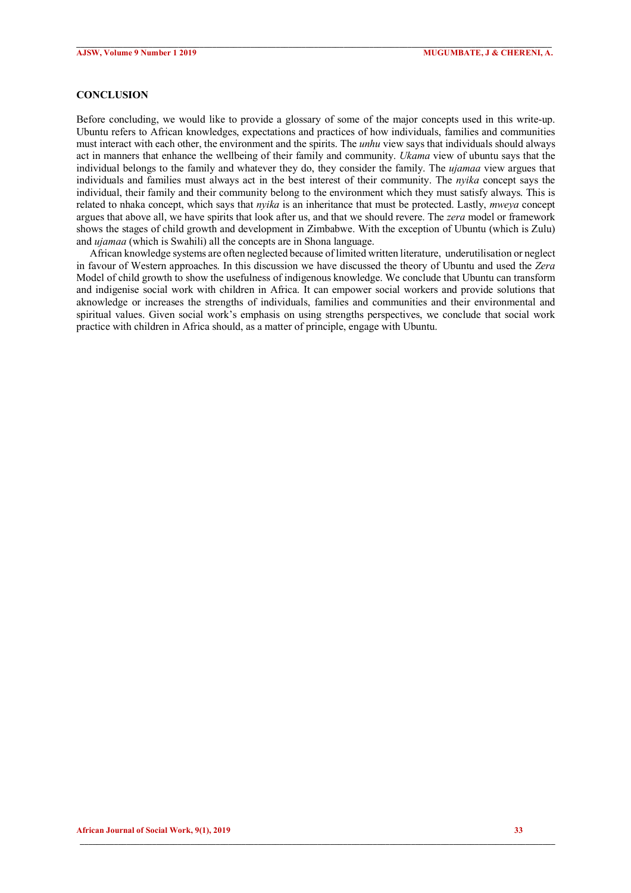## CONCLUSION

Before concluding, we would like to provide a glossary of some of the major concepts used in this write-up. Ubuntu refers to African knowledges, expectations and practices of how individuals, families and communities must interact with each other, the environment and the spirits. The *unhu* view says that individuals should always act in manners that enhance the wellbeing of their family and community. *Ukama* view of ubuntu says that the individual belongs to the family and whatever they do, they consider the family. The *ujamaa* view argues that individuals and families must always act in the best interest of their community. The *nyika* concept says the individual, their family and their community belong to the environment which they must satisfy always. This is related to nhaka concept, which says that *nyika* is an inheritance that must be protected. Lastly, *mweya* concept argues that above all, we have spirits that look after us, and that we should revere. The *zera* model or framework shows the stages of child growth and development in Zimbabwe. With the exception of Ubuntu (which is Zulu) and *ujamaa* (which is Swahili) all the concepts are in Shona language.

African knowledge systems are often neglected because of limited written literature, underutilisation or neglect in favour of Western approaches. In this discussion we have discussed the theory of Ubuntu and used the *Zera* Model of child growth to show the usefulness of indigenous knowledge. We conclude that Ubuntu can transform and indigenise social work with children in Africa. It can empower social workers and provide solutions that aknowledge or increases the strengths of individuals, families and communities and their environmental and spiritual values. Given social work's emphasis on using strengths perspectives, we conclude that social work practice with children in Africa should, as a matter of principle, engage with Ubuntu.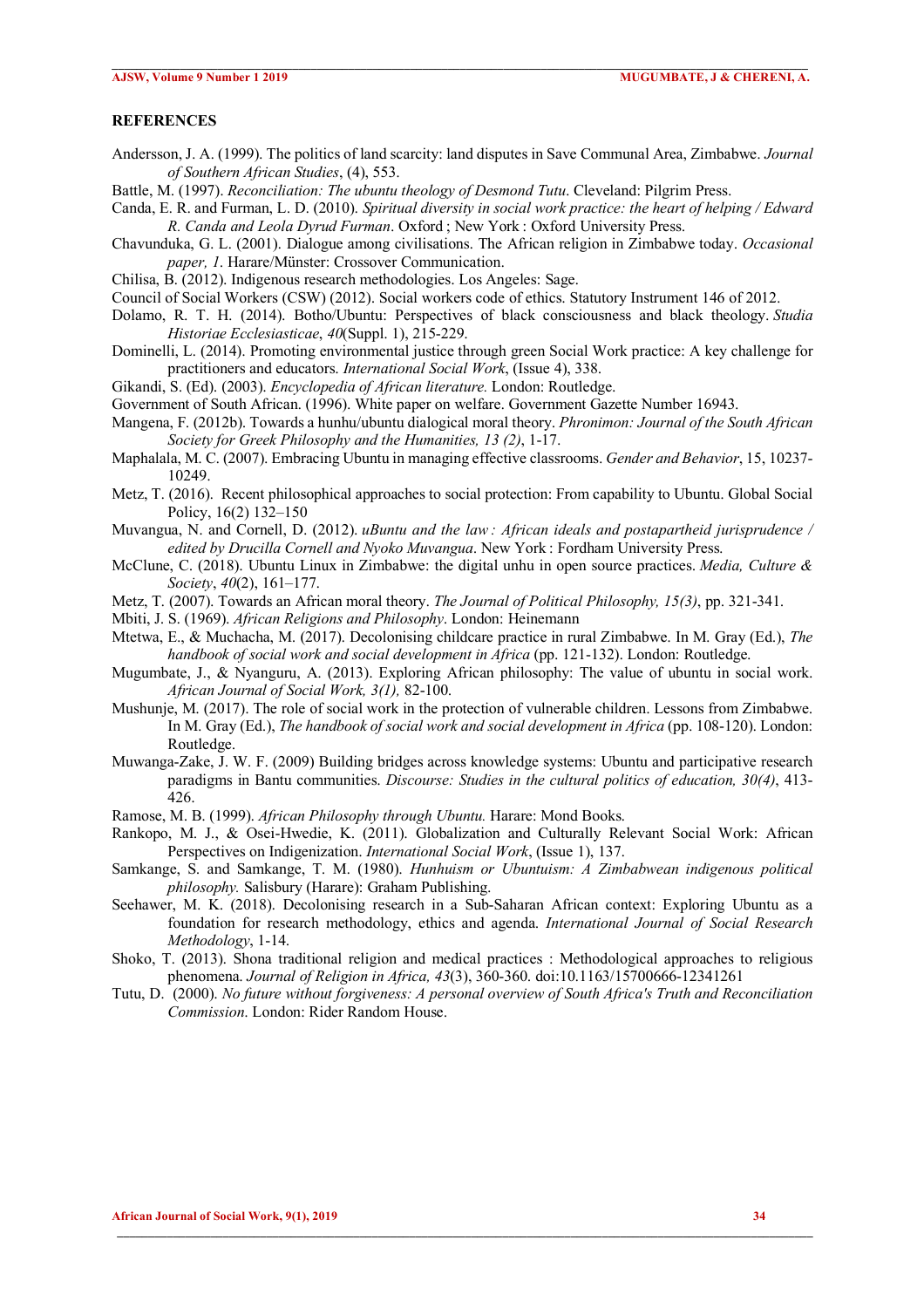## REFERENCES

Andersson, J. A. (1999). The politics of land scarcity: land disputes in Save Communal Area, Zimbabwe. *Journal of Southern African Studies*, (4), 553.

Battle, M. (1997). *Reconciliation: The ubuntu theology of Desmond Tutu*. Cleveland: Pilgrim Press.

Canda, E. R. and Furman, L. D. (2010). *Spiritual diversity in social work practice: the heart of helping / Edward R. Canda and Leola Dyrud Furman*. Oxford ; New York : Oxford University Press.

Chavunduka, G. L. (2001). Dialogue among civilisations. The African religion in Zimbabwe today. *Occasional paper, 1*. Harare/Münster: Crossover Communication.

Chilisa, B. (2012). Indigenous research methodologies. Los Angeles: Sage.

Council of Social Workers (CSW) (2012). Social workers code of ethics. Statutory Instrument 146 of 2012.

Dolamo, R. T. H. (2014). Botho/Ubuntu: Perspectives of black consciousness and black theology. *Studia Historiae Ecclesiasticae*, *40*(Suppl. 1), 215-229.

Dominelli, L. (2014). Promoting environmental justice through green Social Work practice: A key challenge for practitioners and educators. *International Social Work*, (Issue 4), 338.

Gikandi, S. (Ed). (2003). *Encyclopedia of African literature.* London: Routledge.

Government of South African. (1996). White paper on welfare. Government Gazette Number 16943.

Mangena, F. (2012b). Towards a hunhu/ubuntu dialogical moral theory. *Phronimon: Journal of the South African Society for Greek Philosophy and the Humanities, 13 (2)*, 1-17.

Maphalala, M. C. (2007). Embracing Ubuntu in managing effective classrooms. *Gender and Behavior*, 15, 10237-10249.

Metz, T. (2016). Recent philosophical approaches to social protection: From capability to Ubuntu. Global Social Policy, 16(2) 132–150

Muvangua, N. and Cornell, D. (2012). *uBuntu and the law : African ideals and postapartheid jurisprudence / edited by Drucilla Cornell and Nyoko Muvangua*. New York : Fordham University Press.

McClune, C. (2018). Ubuntu Linux in Zimbabwe: the digital unhu in open source practices. *Media, Culture & Society*, *40*(2), 161–177.

Metz, T. (2007). Towards an African moral theory. *The Journal of Political Philosophy, 15(3)*, pp. 321-341.

Mbiti, J. S. (1969). *African Religions and Philosophy*. London: Heinemann

Mtetwa, E., & Muchacha, M. (2017). Decolonising childcare practice in rural Zimbabwe. In M. Gray (Ed.), *The handbook of social work and social development in Africa* (pp. 121-132). London: Routledge.

Mugumbate, J., & Nyanguru, A. (2013). Exploring African philosophy: The value of ubuntu in social work. *African Journal of Social Work, 3(1),* 82-100.

Mushunje, M. (2017). The role of social work in the protection of vulnerable children. Lessons from Zimbabwe. In M. Gray (Ed.), *The handbook of social work and social development in Africa* (pp. 108-120). London: Routledge.

Muwanga-Zake, J. W. F. (2009) Building bridges across knowledge systems: Ubuntu and participative research paradigms in Bantu communities. *Discourse: Studies in the cultural politics of education, 30(4)*, 413-426.

Ramose, M. B. (1999). *African Philosophy through Ubuntu.* Harare: Mond Books.

Rankopo, M. J., & Osei-Hwedie, K. (2011). Globalization and Culturally Relevant Social Work: African Perspectives on Indigenization. *International Social Work*, (Issue 1), 137.

Samkange, S. and Samkange, T. M. (1980). *Hunhuism or Ubuntuism: A Zimbabwean indigenous political philosophy.* Salisbury (Harare): Graham Publishing.

Seehawer, M. K. (2018). Decolonising research in a Sub-Saharan African context: Exploring Ubuntu as a foundation for research methodology, ethics and agenda. *International Journal of Social Research Methodology*, 1-14.

Shoko, T. (2013). Shona traditional religion and medical practices : Methodological approaches to religious phenomena. *Journal of Religion in Africa, 43*(3), 360-360. doi:10.1163/15700666-12341261

Tutu, D. (2000). *No future without forgiveness: A personal overview of South Africa's Truth and Reconciliation Commission*. London: Rider Random House.